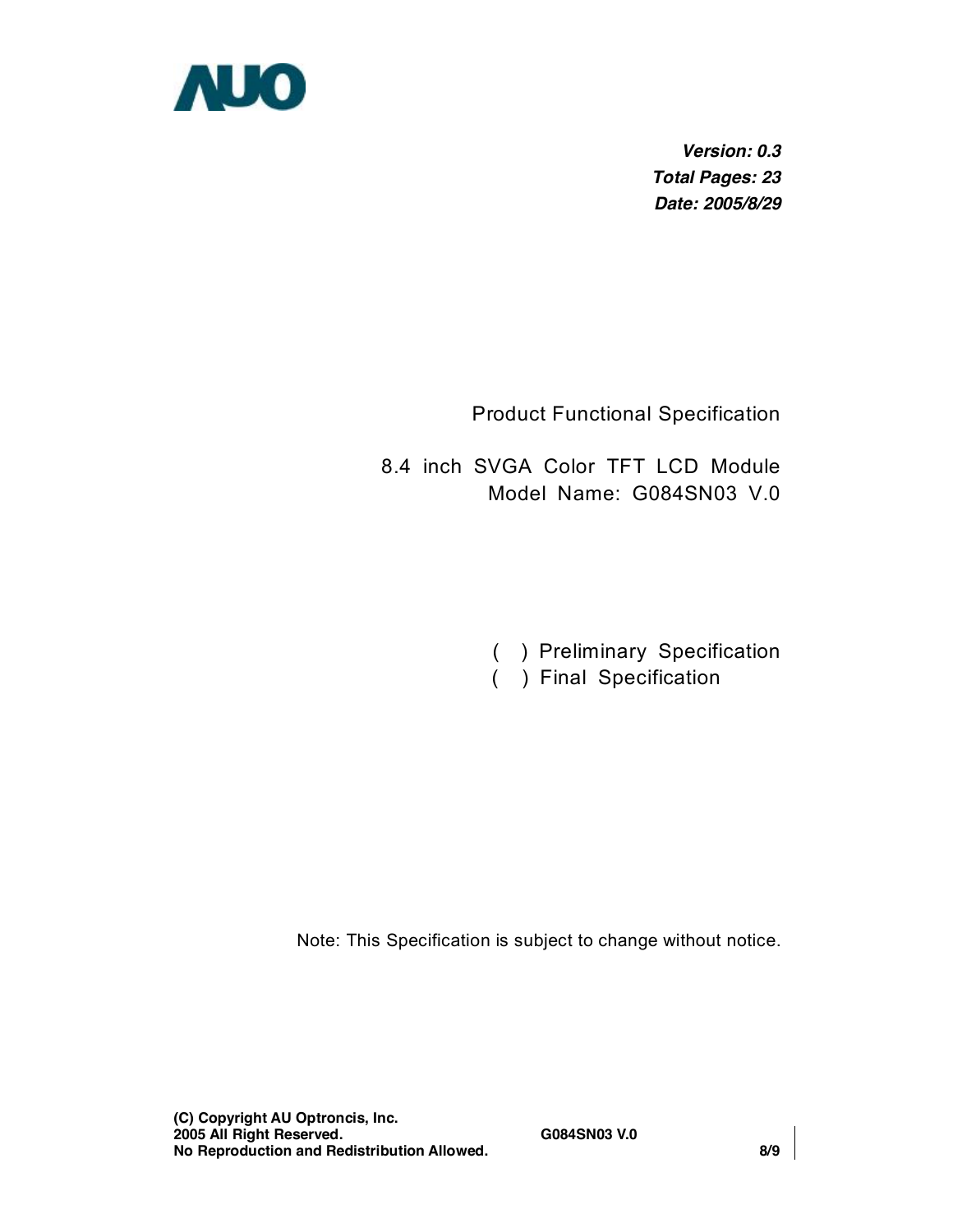AUO

***Version: 0.3***
***Total Pages: 23***
***Date: 2005/8/29***

Product Functional Specification

8.4 inch SVGA Color TFT LCD Module
Model Name: G084SN03 V.0

( ) Preliminary Specification
( ) Final Specification

Note: This Specification is subject to change without notice.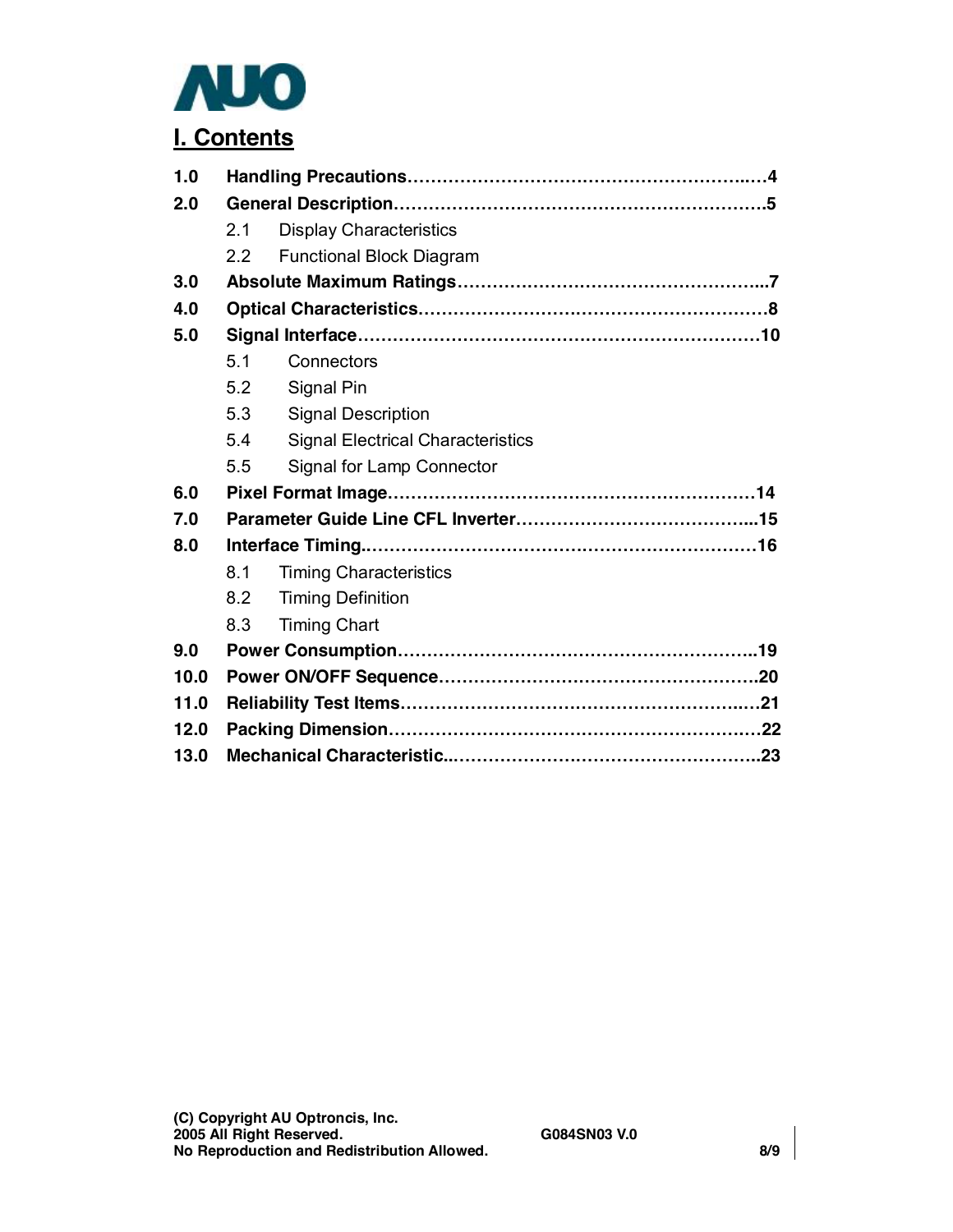# I. Contents

**1.0 Handling Precautions……………………………………………………..…4**

**2.0 General Description………………………………………………………….5**

- 2.1 Display Characteristics
- 2.2 Functional Block Diagram

**3.0 Absolute Maximum Ratings……………………………………………...7**

**4.0 Optical Characteristics……………………………………………………8**

**5.0 Signal Interface…………………………………………………………….10**

- 5.1 Connectors
- 5.2 Signal Pin
- 5.3 Signal Description
- 5.4 Signal Electrical Characteristics
- 5.5 Signal for Lamp Connector

**6.0 Pixel Format Image………………………………………………………14**

**7.0 Parameter Guide Line CFL Inverter…………………………………...15**

**8.0 Interface Timing……………………………………………………………16**

- 8.1 Timing Characteristics
- 8.2 Timing Definition
- 8.3 Timing Chart

**9.0 Power Consumption……………………………………………………..19**

**10.0 Power ON/OFF Sequence………………………………………………20**

**11.0 Reliability Test Items……………………………………………………..21**

**12.0 Packing Dimension………………………………………………………22**

**13.0 Mechanical Characteristic..……………………………………………..23**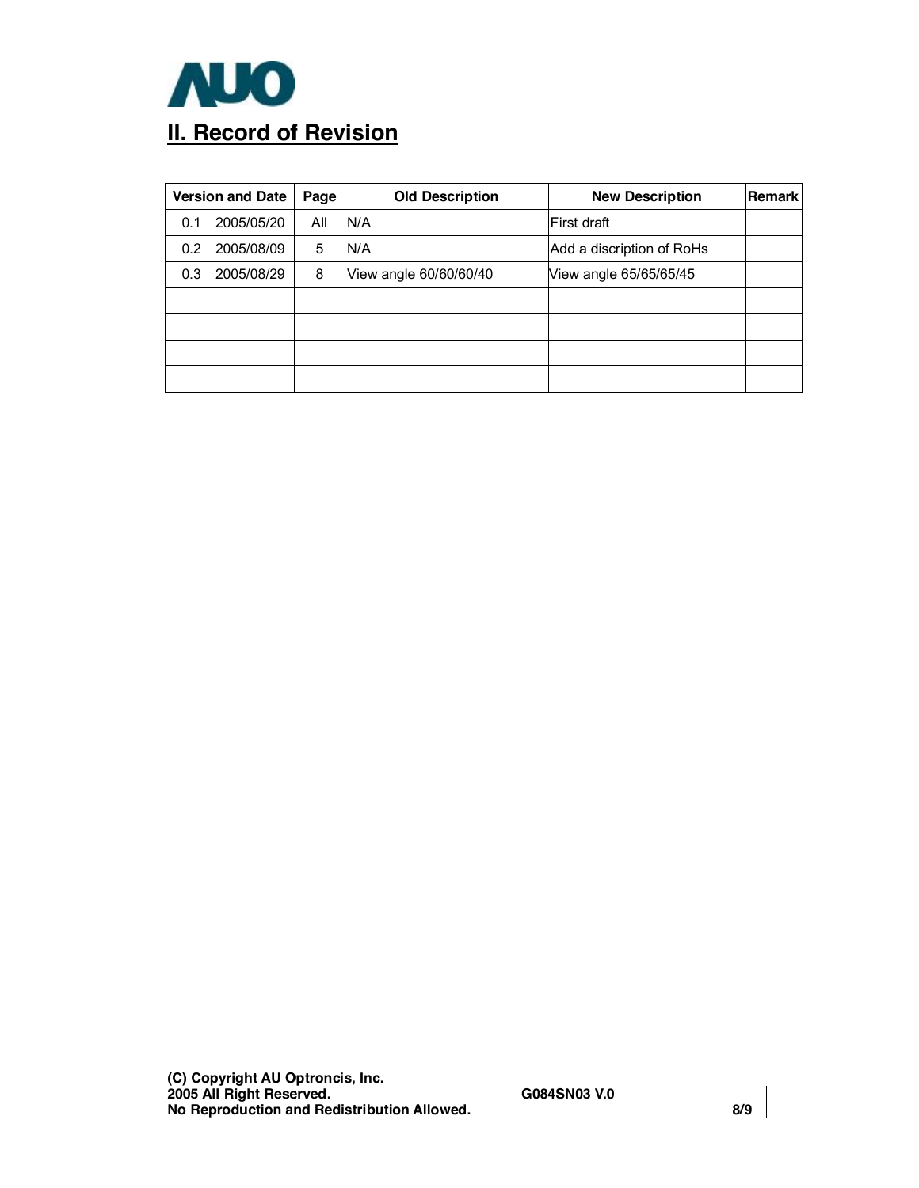## II. Record of Revision

| Version and Date | Page | Old Description | New Description | Remark |
|---|---|---|---|---|
| 0.1 2005/05/20 | All | N/A | First draft | |
| 0.2 2005/08/09 | 5 | N/A | Add a discription of RoHs | |
| 0.3 2005/08/29 | 8 | View angle 60/60/60/40 | View angle 65/65/65/45 | |
| | | | | |
| | | | | |
| | | | | |
| | | | | |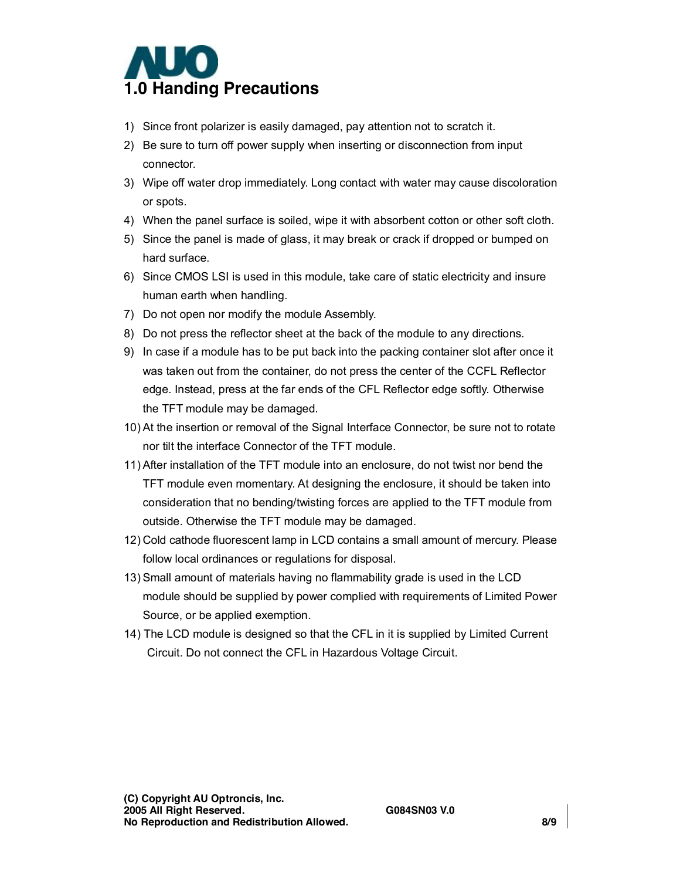# 1.0 Handing Precautions

1) Since front polarizer is easily damaged, pay attention not to scratch it.
2) Be sure to turn off power supply when inserting or disconnection from input connector.
3) Wipe off water drop immediately. Long contact with water may cause discoloration or spots.
4) When the panel surface is soiled, wipe it with absorbent cotton or other soft cloth.
5) Since the panel is made of glass, it may break or crack if dropped or bumped on hard surface.
6) Since CMOS LSI is used in this module, take care of static electricity and insure human earth when handling.
7) Do not open nor modify the module Assembly.
8) Do not press the reflector sheet at the back of the module to any directions.
9) In case if a module has to be put back into the packing container slot after once it was taken out from the container, do not press the center of the CCFL Reflector edge. Instead, press at the far ends of the CFL Reflector edge softly. Otherwise the TFT module may be damaged.
10) At the insertion or removal of the Signal Interface Connector, be sure not to rotate nor tilt the interface Connector of the TFT module.
11) After installation of the TFT module into an enclosure, do not twist nor bend the TFT module even momentary. At designing the enclosure, it should be taken into consideration that no bending/twisting forces are applied to the TFT module from outside. Otherwise the TFT module may be damaged.
12) Cold cathode fluorescent lamp in LCD contains a small amount of mercury. Please follow local ordinances or regulations for disposal.
13) Small amount of materials having no flammability grade is used in the LCD module should be supplied by power complied with requirements of Limited Power Source, or be applied exemption.
14) The LCD module is designed so that the CFL in it is supplied by Limited Current Circuit. Do not connect the CFL in Hazardous Voltage Circuit.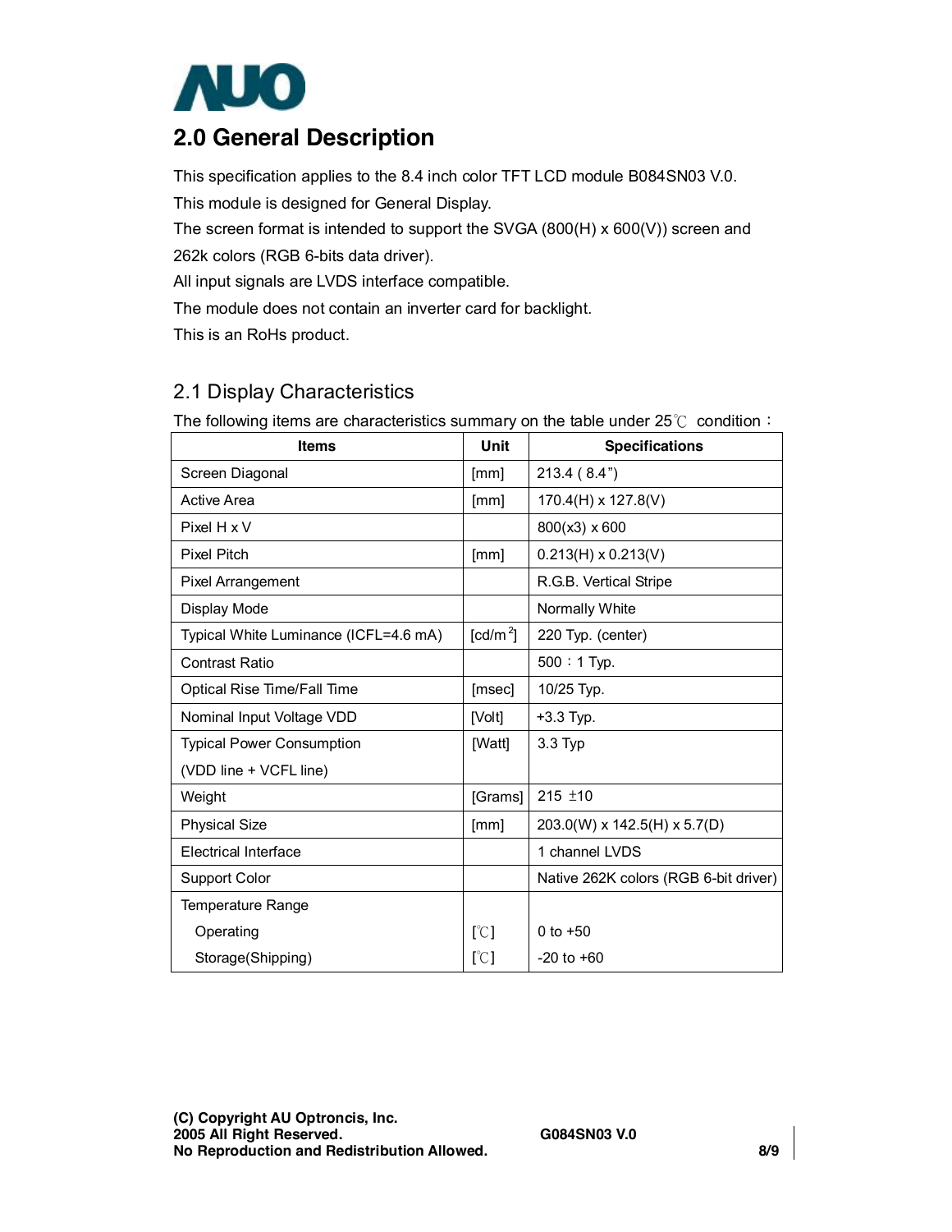## 2.0 General Description

This specification applies to the 8.4 inch color TFT LCD module B084SN03 V.0.
This module is designed for General Display.
The screen format is intended to support the SVGA (800(H) x 600(V)) screen and 262k colors (RGB 6-bits data driver).
All input signals are LVDS interface compatible.
The module does not contain an inverter card for backlight.
This is an RoHs product.

### 2.1 Display Characteristics

The following items are characteristics summary on the table under 25℃ condition：

| Items | Unit | Specifications |
|---|---|---|
| Screen Diagonal | [mm] | 213.4 ( 8.4") |
| Active Area | [mm] | 170.4(H) x 127.8(V) |
| Pixel H x V | | 800(x3) x 600 |
| Pixel Pitch | [mm] | 0.213(H) x 0.213(V) |
| Pixel Arrangement | | R.G.B. Vertical Stripe |
| Display Mode | | Normally White |
| Typical White Luminance (ICFL=4.6 mA) | [cd/m$^2$] | 220 Typ. (center) |
| Contrast Ratio | | 500：1 Typ. |
| Optical Rise Time/Fall Time | [msec] | 10/25 Typ. |
| Nominal Input Voltage VDD | [Volt] | +3.3 Typ. |
| Typical Power Consumption (VDD line + VCFL line) | [Watt] | 3.3 Typ |
| Weight | [Grams] | 215 ±10 |
| Physical Size | [mm] | 203.0(W) x 142.5(H) x 5.7(D) |
| Electrical Interface | | 1 channel LVDS |
| Support Color | | Native 262K colors (RGB 6-bit driver) |
| Temperature Range | | |
| Operating | [℃] | 0 to +50 |
| Storage(Shipping) | [℃] | -20 to +60 |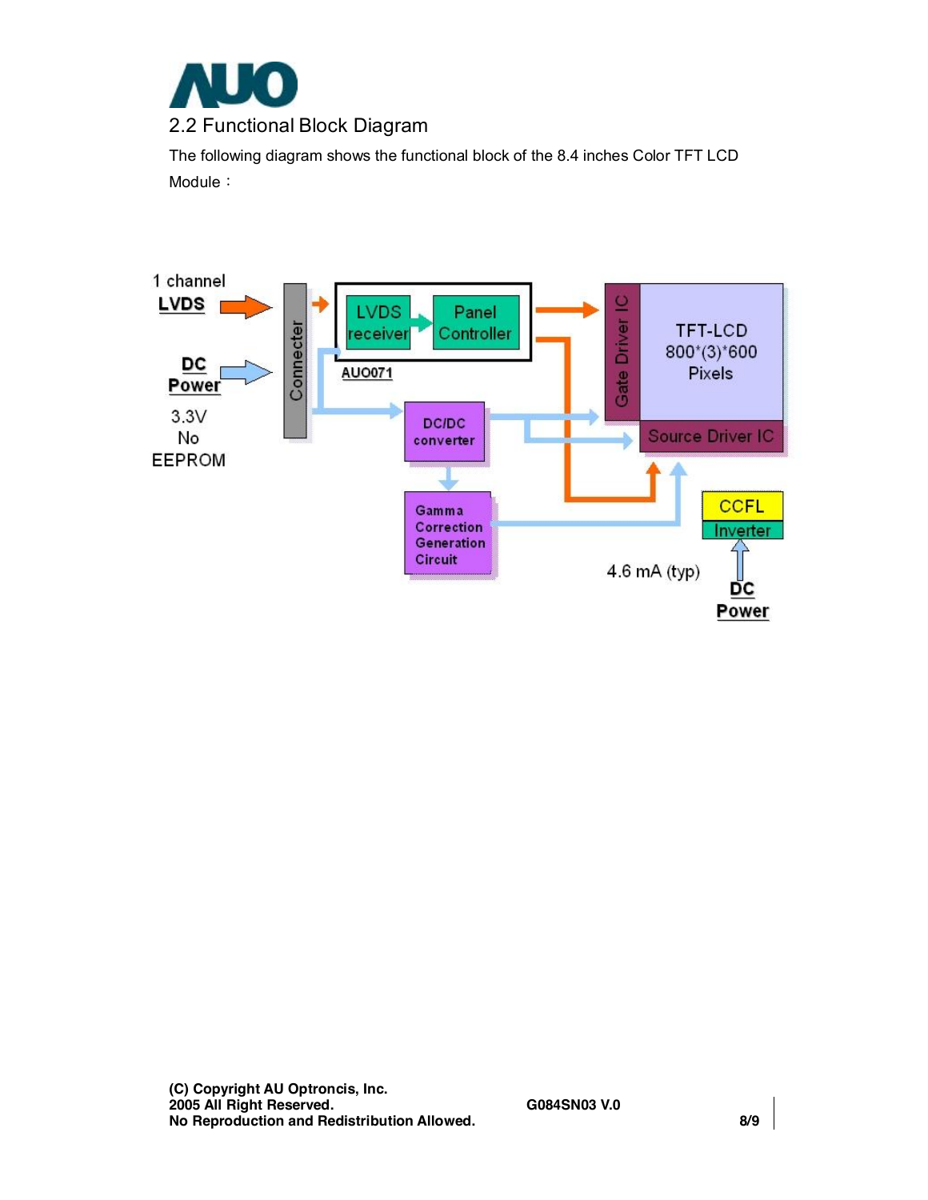## 2.2 Functional Block Diagram

The following diagram shows the functional block of the 8.4 inches Color TFT LCD Module：

1 channel **LVDS**

**DC Power**

3.3V
No
EEPROM

Connecter

LVDS receiver

Panel Controller

AUO071

DC/DC converter

Gamma Correction Generation Circuit

Gate Driver IC

TFT-LCD
800*(3)*600
Pixels

Source Driver IC

CCFL

Inverter

4.6 mA (typ)

**DC Power**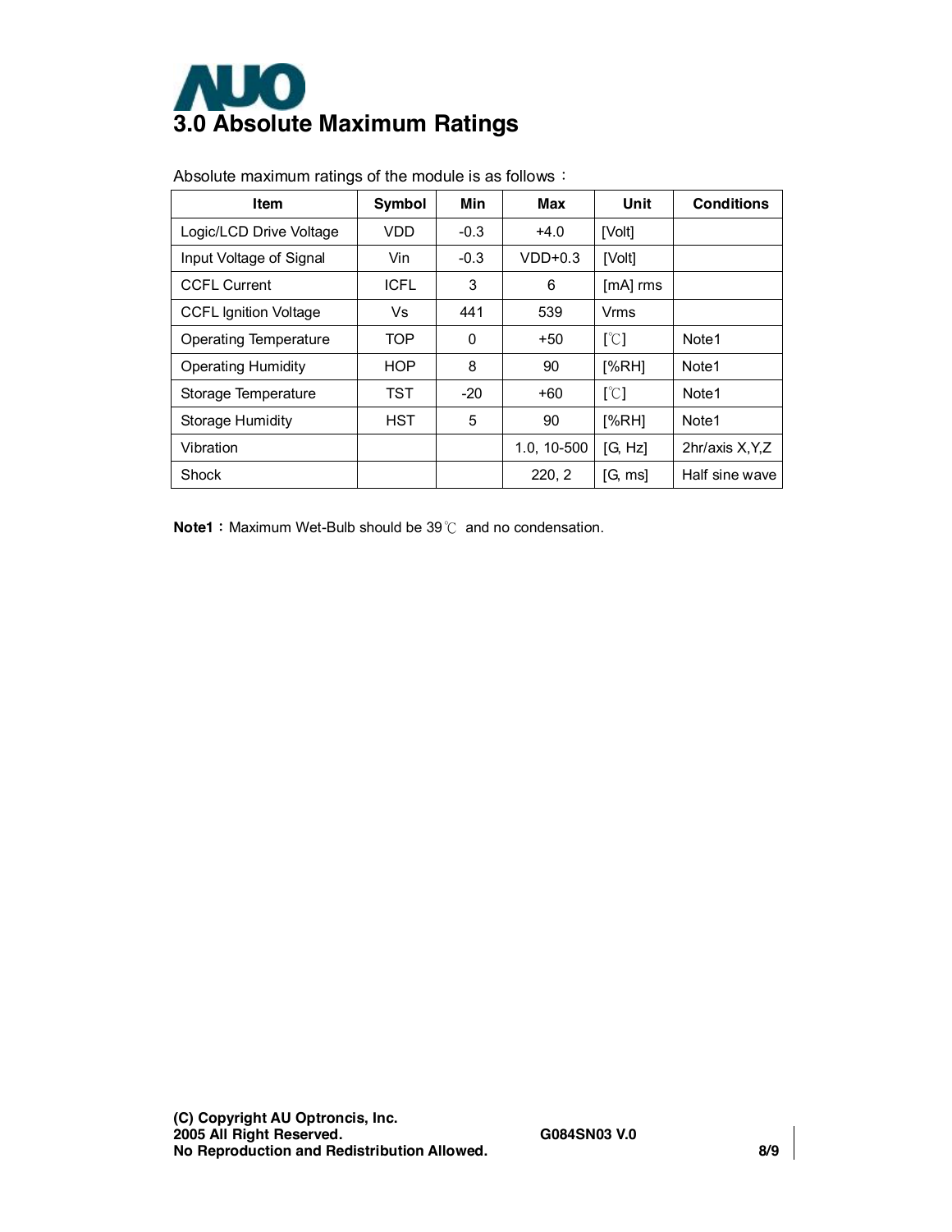# 3.0 Absolute Maximum Ratings

Absolute maximum ratings of the module is as follows：

| Item | Symbol | Min | Max | Unit | Conditions |
|---|---|---|---|---|---|
| Logic/LCD Drive Voltage | VDD | -0.3 | +4.0 | [Volt] | |
| Input Voltage of Signal | Vin | -0.3 | VDD+0.3 | [Volt] | |
| CCFL Current | ICFL | 3 | 6 | [mA] rms | |
| CCFL Ignition Voltage | Vs | 441 | 539 | Vrms | |
| Operating Temperature | TOP | 0 | +50 | [℃] | Note1 |
| Operating Humidity | HOP | 8 | 90 | [%RH] | Note1 |
| Storage Temperature | TST | -20 | +60 | [℃] | Note1 |
| Storage Humidity | HST | 5 | 90 | [%RH] | Note1 |
| Vibration | | | 1.0, 10-500 | [G, Hz] | 2hr/axis X,Y,Z |
| Shock | | | 220, 2 | [G, ms] | Half sine wave |

**Note1：** Maximum Wet-Bulb should be 39℃ and no condensation.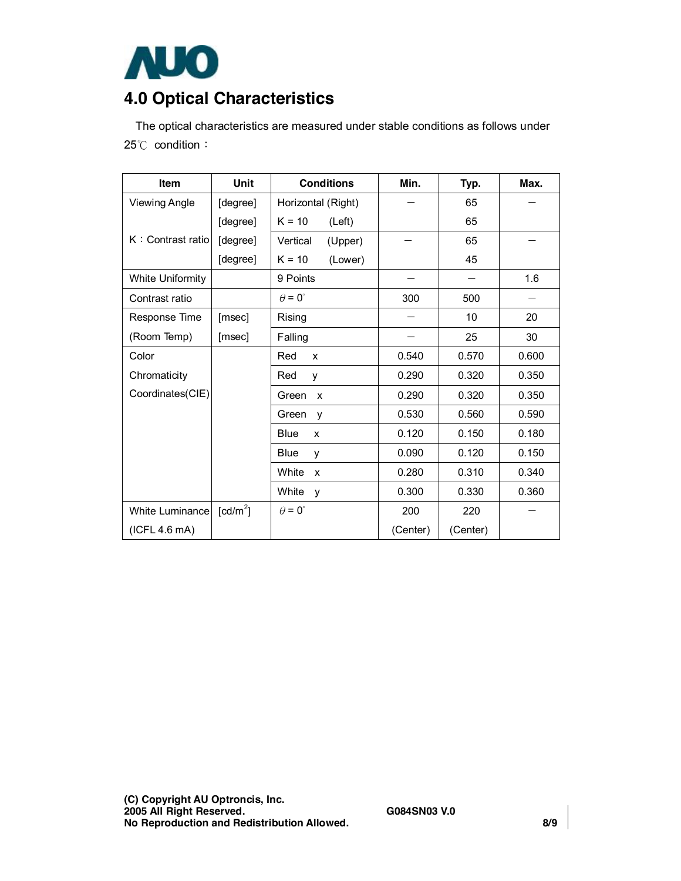## 4.0 Optical Characteristics

The optical characteristics are measured under stable conditions as follows under 25℃ condition：

| Item | Unit | Conditions | Min. | Typ. | Max. |
|---|---|---|---|---|---|
| Viewing Angle | [degree] | Horizontal (Right) | — | 65 | — |
| | [degree] | K = 10 (Left) | | 65 | |
| K：Contrast ratio | [degree] | Vertical (Upper) | — | 65 | — |
| | [degree] | K = 10 (Lower) | | 45 | |
| White Uniformity | | 9 Points | — | — | 1.6 |
| Contrast ratio | | $\theta = 0^{\circ}$ | 300 | 500 | — |
| Response Time | [msec] | Rising | — | 10 | 20 |
| (Room Temp) | [msec] | Falling | — | 25 | 30 |
| Color | | Red x | 0.540 | 0.570 | 0.600 |
| Chromaticity | | Red y | 0.290 | 0.320 | 0.350 |
| Coordinates(CIE) | | Green x | 0.290 | 0.320 | 0.350 |
| | | Green y | 0.530 | 0.560 | 0.590 |
| | | Blue x | 0.120 | 0.150 | 0.180 |
| | | Blue y | 0.090 | 0.120 | 0.150 |
| | | White x | 0.280 | 0.310 | 0.340 |
| | | White y | 0.300 | 0.330 | 0.360 |
| White Luminance (ICFL 4.6 mA) | [cd/m$^2$] | $\theta = 0^{\circ}$ | 200 (Center) | 220 (Center) | — |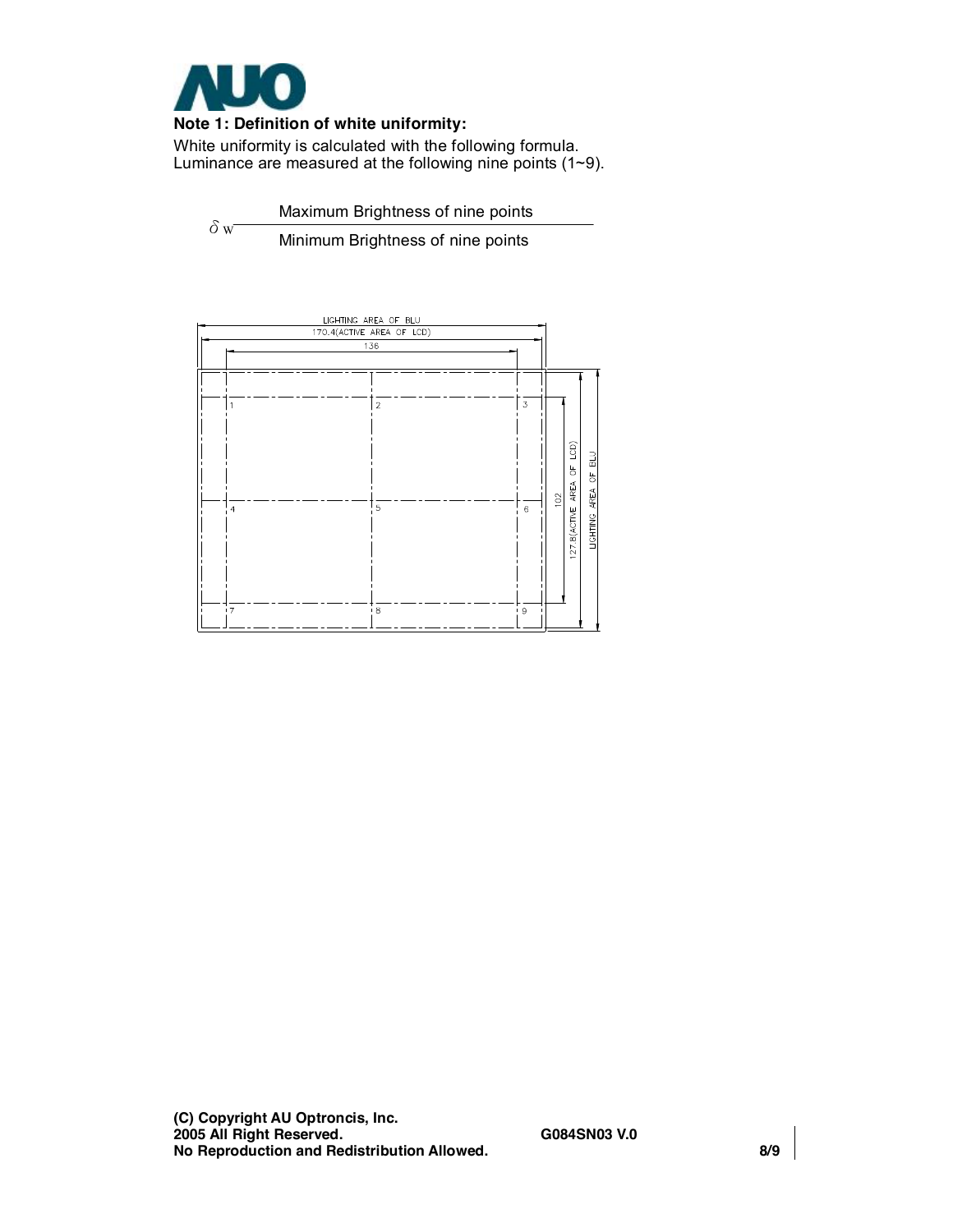**Note 1: Definition of white uniformity:**

White uniformity is calculated with the following formula.
Luminance are measured at the following nine points (1~9).

$$\delta_W = \frac{\text{Maximum Brightness of nine points}}{\text{Minimum Brightness of nine points}}$$

LIGHTING AREA OF BLU

170.4(ACTIVE AREA OF LCD)

136

102

127.8(ACTIVE AREA OF LCD)

LIGHTING AREA OF BLU

1 2 3

4 5 6

7 8 9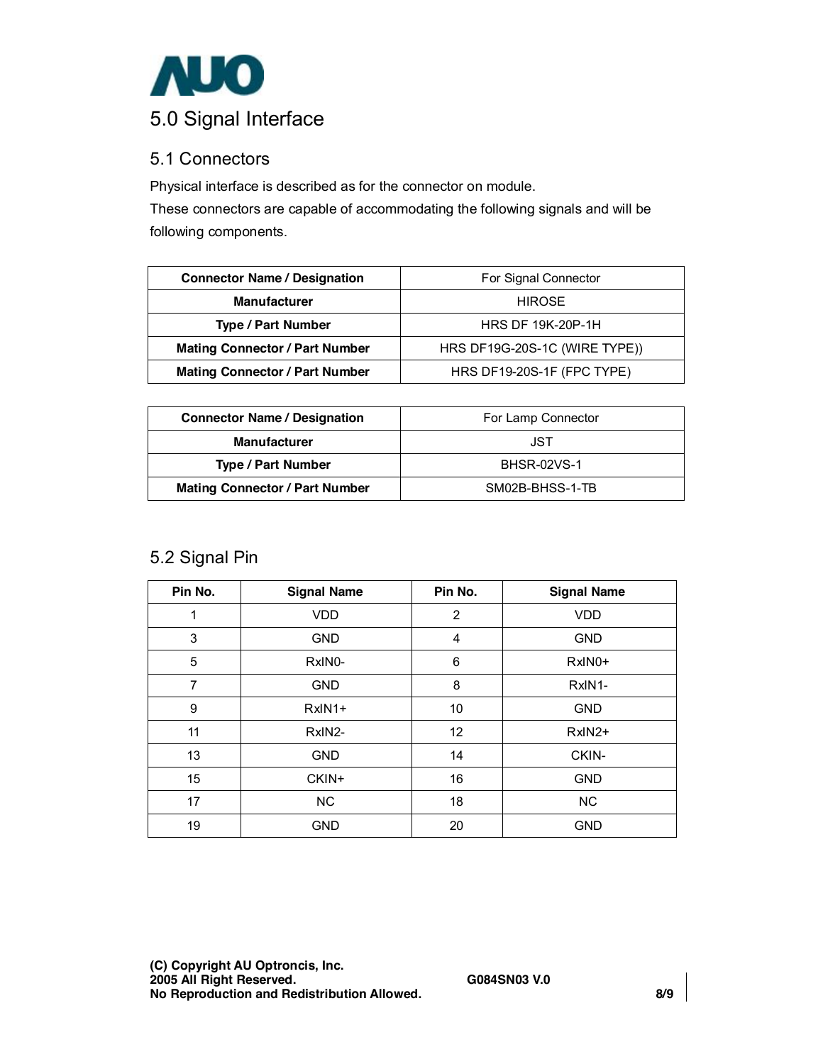# 5.0 Signal Interface

## 5.1 Connectors

Physical interface is described as for the connector on module.
These connectors are capable of accommodating the following signals and will be following components.

| Connector Name / Designation | For Signal Connector |
|---|---|
| **Manufacturer** | HIROSE |
| **Type / Part Number** | HRS DF 19K-20P-1H |
| **Mating Connector / Part Number** | HRS DF19G-20S-1C (WIRE TYPE)) |
| **Mating Connector / Part Number** | HRS DF19-20S-1F (FPC TYPE) |

| Connector Name / Designation | For Lamp Connector |
|---|---|
| **Manufacturer** | JST |
| **Type / Part Number** | BHSR-02VS-1 |
| **Mating Connector / Part Number** | SM02B-BHSS-1-TB |

## 5.2 Signal Pin

| Pin No. | Signal Name | Pin No. | Signal Name |
|---|---|---|---|
| 1 | VDD | 2 | VDD |
| 3 | GND | 4 | GND |
| 5 | RxIN0- | 6 | RxIN0+ |
| 7 | GND | 8 | RxIN1- |
| 9 | RxIN1+ | 10 | GND |
| 11 | RxIN2- | 12 | RxIN2+ |
| 13 | GND | 14 | CKIN- |
| 15 | CKIN+ | 16 | GND |
| 17 | NC | 18 | NC |
| 19 | GND | 20 | GND |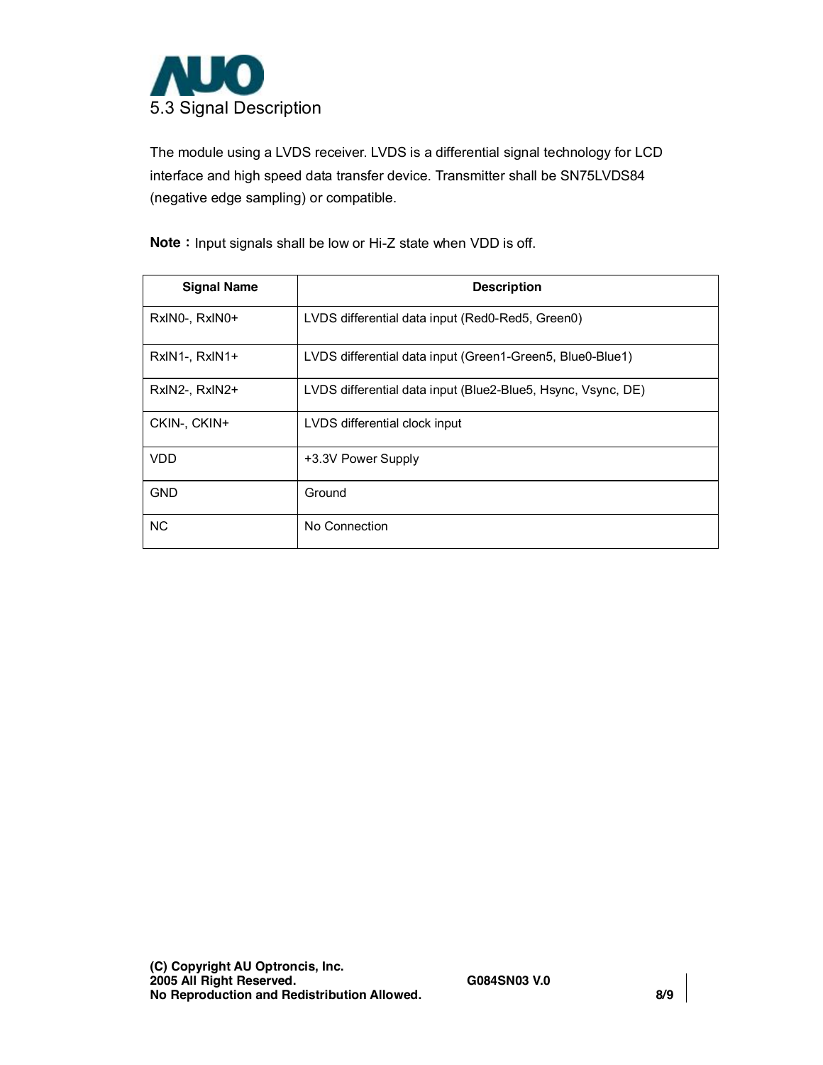## 5.3 Signal Description

The module using a LVDS receiver. LVDS is a differential signal technology for LCD interface and high speed data transfer device. Transmitter shall be SN75LVDS84 (negative edge sampling) or compatible.

**Note：** Input signals shall be low or Hi-Z state when VDD is off.

| Signal Name | Description |
|---|---|
| RxIN0-, RxIN0+ | LVDS differential data input (Red0-Red5, Green0) |
| RxIN1-, RxIN1+ | LVDS differential data input (Green1-Green5, Blue0-Blue1) |
| RxIN2-, RxIN2+ | LVDS differential data input (Blue2-Blue5, Hsync, Vsync, DE) |
| CKIN-, CKIN+ | LVDS differential clock input |
| VDD | +3.3V Power Supply |
| GND | Ground |
| NC | No Connection |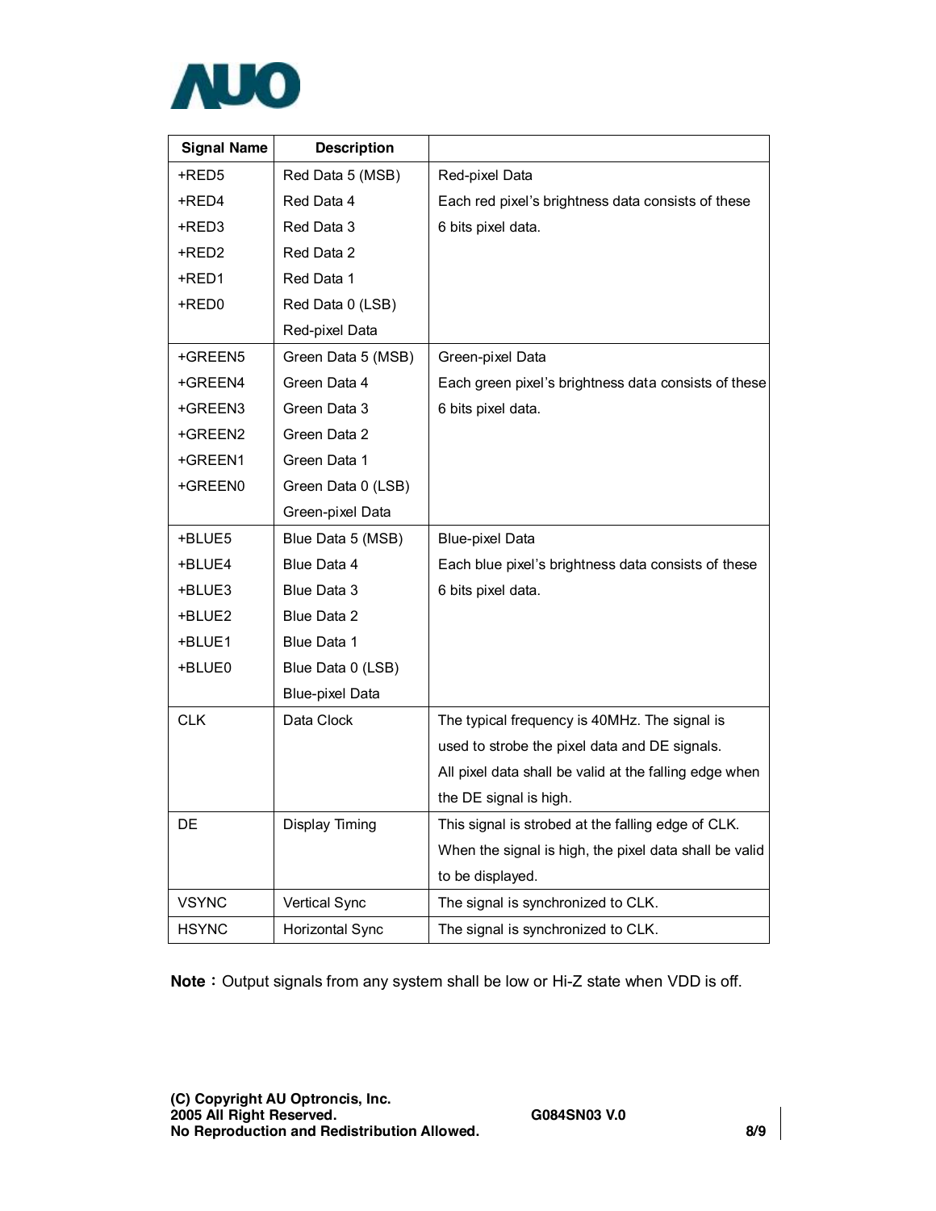| Signal Name | Description | |
|---|---|---|
| +RED5<br>+RED4<br>+RED3<br>+RED2<br>+RED1<br>+RED0 | Red Data 5 (MSB)<br>Red Data 4<br>Red Data 3<br>Red Data 2<br>Red Data 1<br>Red Data 0 (LSB)<br>Red-pixel Data | Red-pixel Data<br>Each red pixel's brightness data consists of these 6 bits pixel data. |
| +GREEN5<br>+GREEN4<br>+GREEN3<br>+GREEN2<br>+GREEN1<br>+GREEN0 | Green Data 5 (MSB)<br>Green Data 4<br>Green Data 3<br>Green Data 2<br>Green Data 1<br>Green Data 0 (LSB)<br>Green-pixel Data | Green-pixel Data<br>Each green pixel's brightness data consists of these 6 bits pixel data. |
| +BLUE5<br>+BLUE4<br>+BLUE3<br>+BLUE2<br>+BLUE1<br>+BLUE0 | Blue Data 5 (MSB)<br>Blue Data 4<br>Blue Data 3<br>Blue Data 2<br>Blue Data 1<br>Blue Data 0 (LSB)<br>Blue-pixel Data | Blue-pixel Data<br>Each blue pixel's brightness data consists of these 6 bits pixel data. |
| CLK | Data Clock | The typical frequency is 40MHz. The signal is used to strobe the pixel data and DE signals.<br>All pixel data shall be valid at the falling edge when the DE signal is high. |
| DE | Display Timing | This signal is strobed at the falling edge of CLK.<br>When the signal is high, the pixel data shall be valid to be displayed. |
| VSYNC | Vertical Sync | The signal is synchronized to CLK. |
| HSYNC | Horizontal Sync | The signal is synchronized to CLK. |

**Note：** Output signals from any system shall be low or Hi-Z state when VDD is off.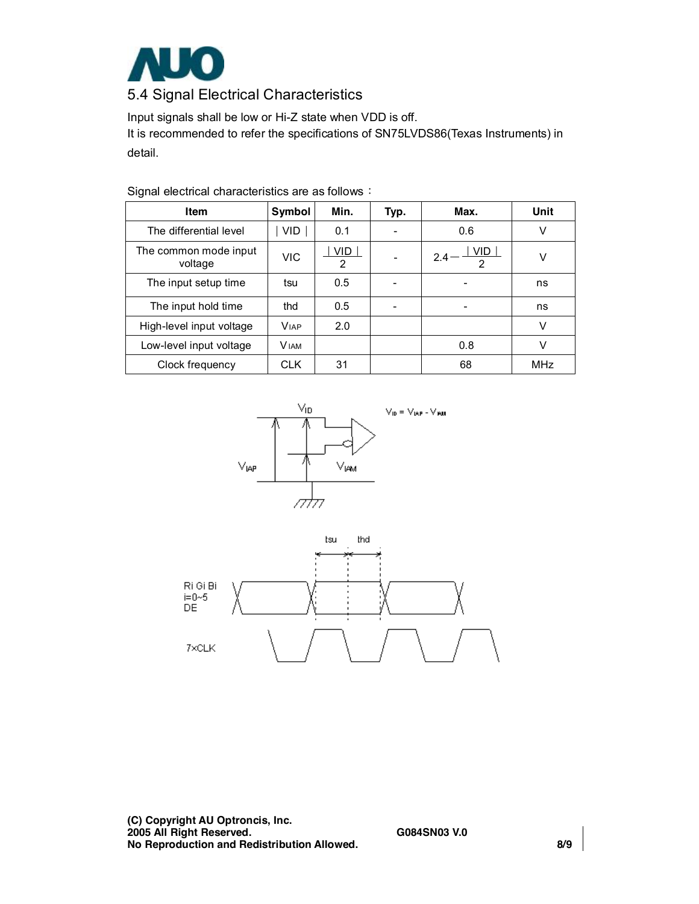## 5.4 Signal Electrical Characteristics

Input signals shall be low or Hi-Z state when VDD is off.
It is recommended to refer the specifications of SN75LVDS86(Texas Instruments) in detail.

Signal electrical characteristics are as follows：

| Item | Symbol | Min. | Typ. | Max. | Unit |
|---|---|---|---|---|---|
| The differential level | $\|VID\|$ | 0.1 | - | 0.6 | V |
| The common mode input voltage | VIC | $\frac{\|VID\|}{2}$ | - | $2.4-\frac{\|VID\|}{2}$ | V |
| The input setup time | tsu | 0.5 | - | - | ns |
| The input hold time | thd | 0.5 | - | - | ns |
| High-level input voltage | $V_{IAP}$ | 2.0 | | | V |
| Low-level input voltage | $V_{IAM}$ | | | 0.8 | V |
| Clock frequency | CLK | 31 | | 68 | MHz |

$V_{ID} = V_{IAP} - V_{IAM}$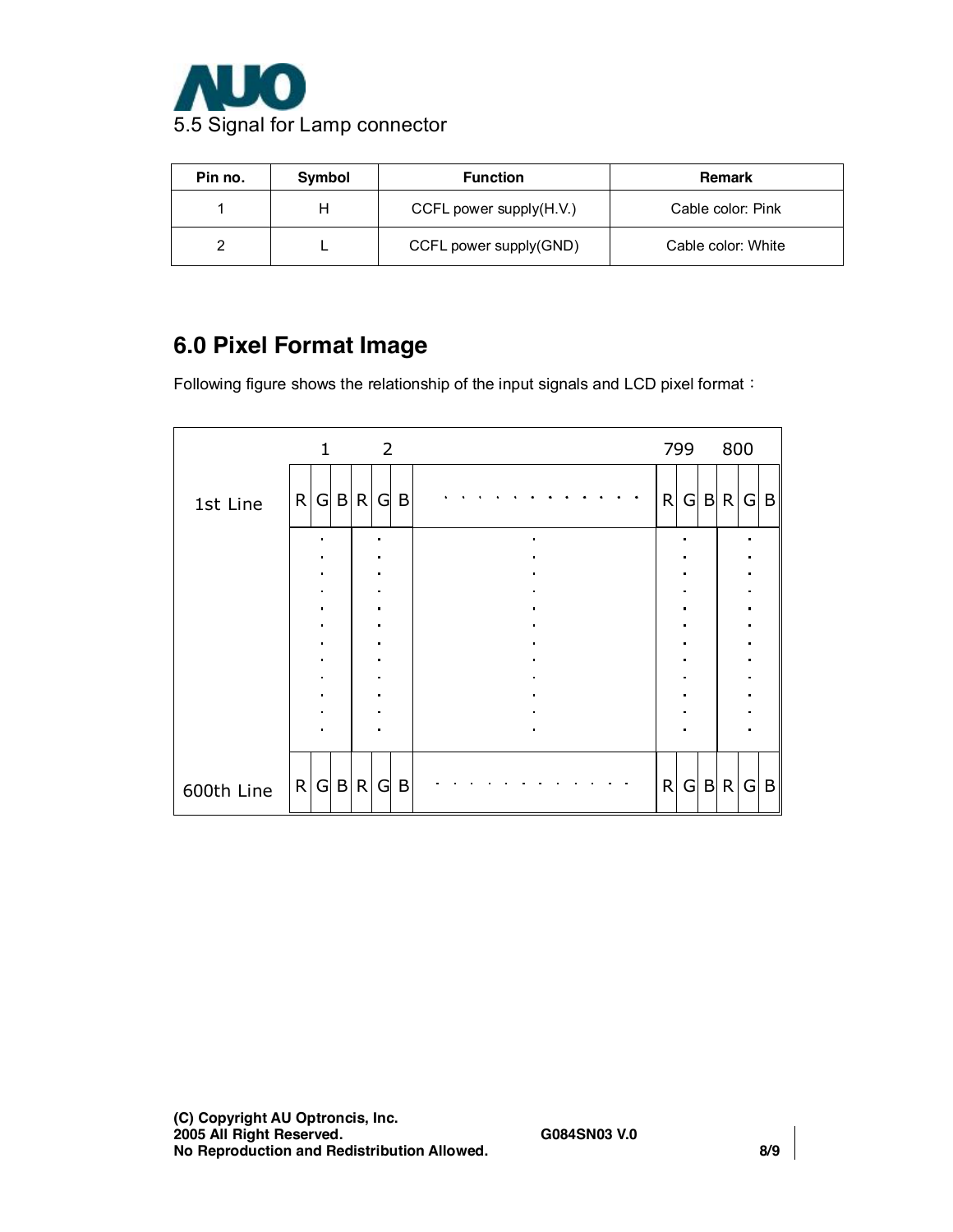5.5 Signal for Lamp connector

| Pin no. | Symbol | Function | Remark |
|---|---|---|---|
| 1 | H | CCFL power supply(H.V.) | Cable color: Pink |
| 2 | L | CCFL power supply(GND) | Cable color: White |

## 6.0 Pixel Format Image

Following figure shows the relationship of the input signals and LCD pixel format：

| | 1 | | | 2 | | | | 799 | | | 800 | | |
|---|---|---|---|---|---|---|---|---|---|---|---|---|---|
| 1st Line | R | G | B | R | G | B | · · · · · · · · · · · · | R | G | B | R | G | B |
| | · | | | · | | | · | · | | | · | | |
| 600th Line | R | G | B | R | G | B | · · · · · · · · · · · · | R | G | B | R | G | B |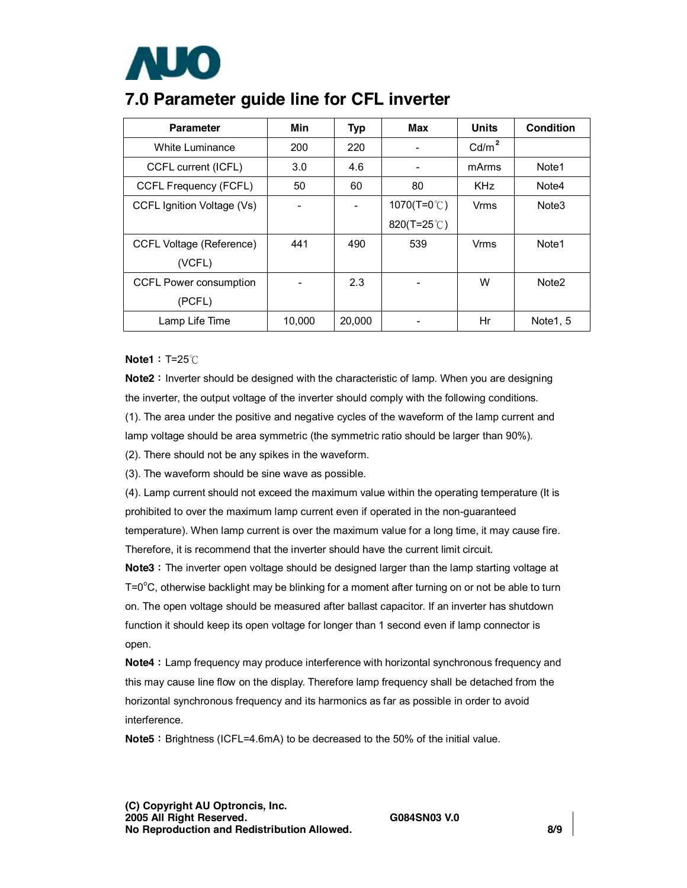# 7.0 Parameter guide line for CFL inverter

| Parameter | Min | Typ | Max | Units | Condition |
|---|---|---|---|---|---|
| White Luminance | 200 | 220 | - | Cd/m$^2$ | |
| CCFL current (ICFL) | 3.0 | 4.6 | - | mArms | Note1 |
| CCFL Frequency (FCFL) | 50 | 60 | 80 | KHz | Note4 |
| CCFL Ignition Voltage (Vs) | - | - | 1070(T=0℃) 820(T=25℃) | Vrms | Note3 |
| CCFL Voltage (Reference) (VCFL) | 441 | 490 | 539 | Vrms | Note1 |
| CCFL Power consumption (PCFL) | - | 2.3 | - | W | Note2 |
| Lamp Life Time | 10,000 | 20,000 | - | Hr | Note1, 5 |

**Note1：** T=25℃

**Note2：** Inverter should be designed with the characteristic of lamp. When you are designing the inverter, the output voltage of the inverter should comply with the following conditions.

(1). The area under the positive and negative cycles of the waveform of the lamp current and lamp voltage should be area symmetric (the symmetric ratio should be larger than 90%).

(2). There should not be any spikes in the waveform.

(3). The waveform should be sine wave as possible.

(4). Lamp current should not exceed the maximum value within the operating temperature (It is prohibited to over the maximum lamp current even if operated in the non-guaranteed temperature). When lamp current is over the maximum value for a long time, it may cause fire. Therefore, it is recommend that the inverter should have the current limit circuit.

**Note3：** The inverter open voltage should be designed larger than the lamp starting voltage at T=0°C, otherwise backlight may be blinking for a moment after turning on or not be able to turn on. The open voltage should be measured after ballast capacitor. If an inverter has shutdown function it should keep its open voltage for longer than 1 second even if lamp connector is open.

**Note4：** Lamp frequency may produce interference with horizontal synchronous frequency and this may cause line flow on the display. Therefore lamp frequency shall be detached from the horizontal synchronous frequency and its harmonics as far as possible in order to avoid interference.

**Note5：** Brightness (ICFL=4.6mA) to be decreased to the 50% of the initial value.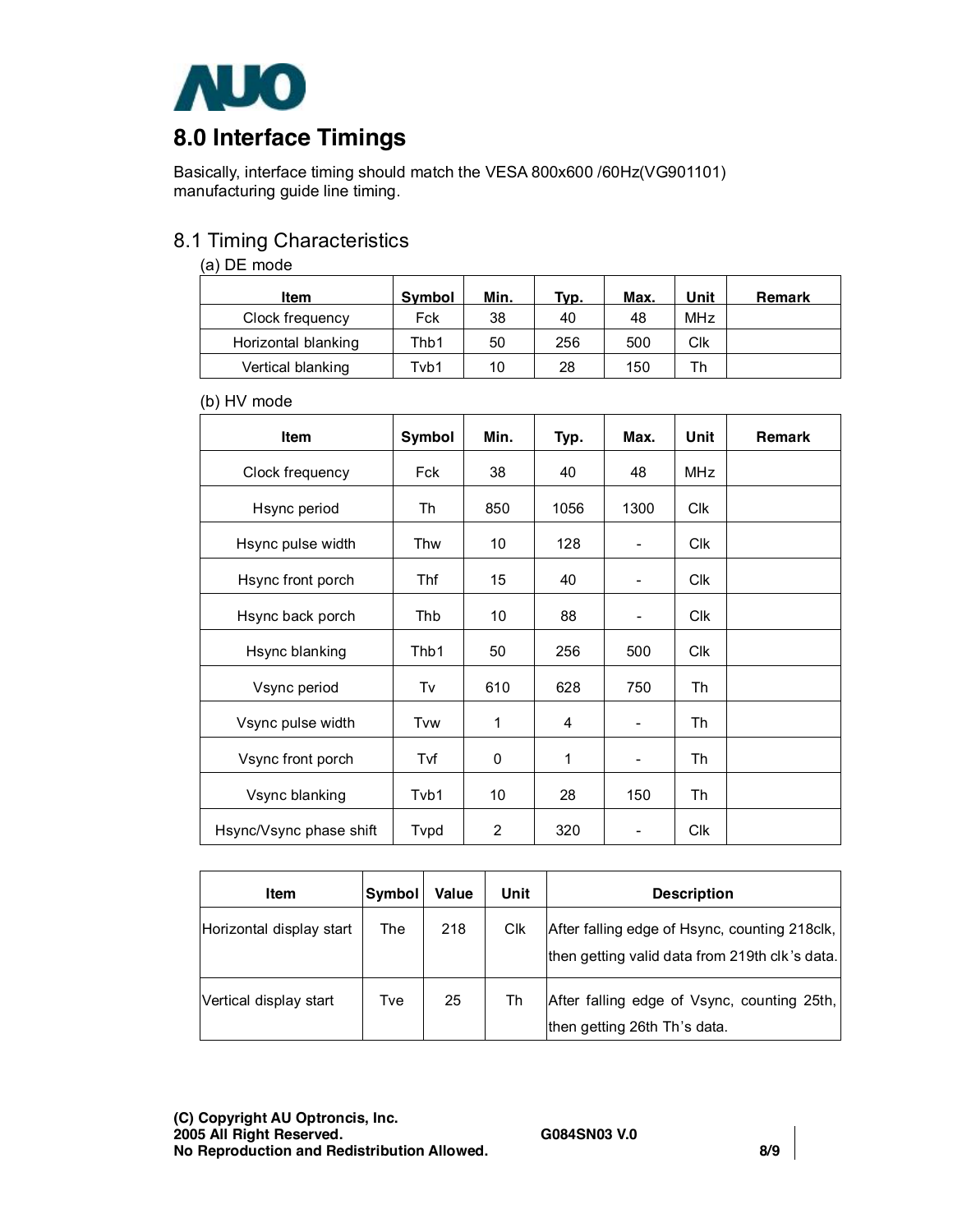# 8.0 Interface Timings

Basically, interface timing should match the VESA 800x600 /60Hz(VG901101) manufacturing guide line timing.

## 8.1 Timing Characteristics

(a) DE mode

| Item | Symbol | Min. | Typ. | Max. | Unit | Remark |
|---|---|---|---|---|---|---|
| Clock frequency | Fck | 38 | 40 | 48 | MHz | |
| Horizontal blanking | Thb1 | 50 | 256 | 500 | Clk | |
| Vertical blanking | Tvb1 | 10 | 28 | 150 | Th | |

(b) HV mode

| Item | Symbol | Min. | Typ. | Max. | Unit | Remark |
|---|---|---|---|---|---|---|
| Clock frequency | Fck | 38 | 40 | 48 | MHz | |
| Hsync period | Th | 850 | 1056 | 1300 | Clk | |
| Hsync pulse width | Thw | 10 | 128 | - | Clk | |
| Hsync front porch | Thf | 15 | 40 | - | Clk | |
| Hsync back porch | Thb | 10 | 88 | - | Clk | |
| Hsync blanking | Thb1 | 50 | 256 | 500 | Clk | |
| Vsync period | Tv | 610 | 628 | 750 | Th | |
| Vsync pulse width | Tvw | 1 | 4 | - | Th | |
| Vsync front porch | Tvf | 0 | 1 | - | Th | |
| Vsync blanking | Tvb1 | 10 | 28 | 150 | Th | |
| Hsync/Vsync phase shift | Tvpd | 2 | 320 | - | Clk | |

| Item | Symbol | Value | Unit | Description |
|---|---|---|---|---|
| Horizontal display start | The | 218 | Clk | After falling edge of Hsync, counting 218clk, then getting valid data from 219th clk's data. |
| Vertical display start | Tve | 25 | Th | After falling edge of Vsync, counting 25th, then getting 26th Th's data. |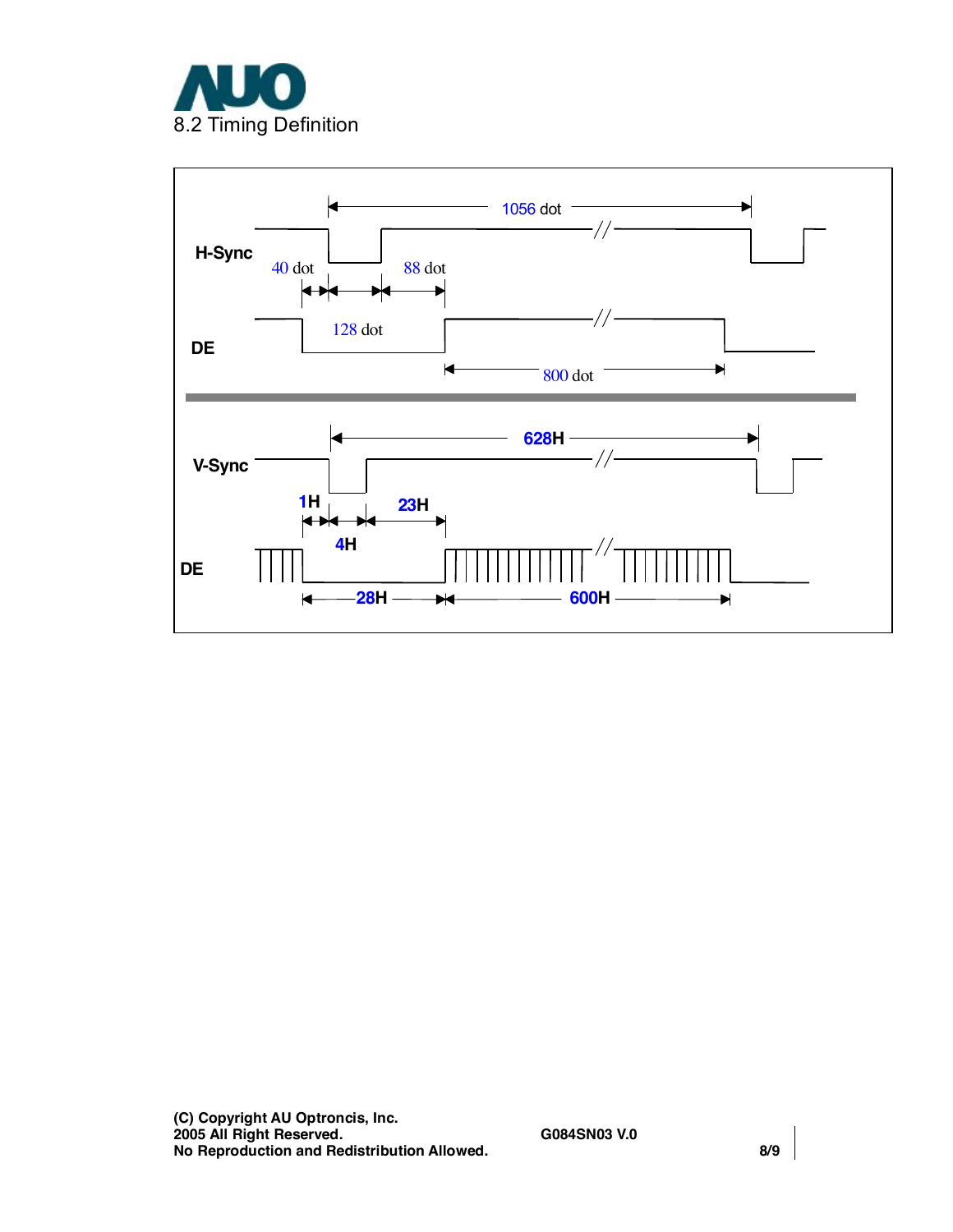## 8.2 Timing Definition

H-Sync: 1056 dot, 40 dot, 88 dot

DE: 128 dot, 800 dot

V-Sync: 628H, 1H, 4H, 23H

DE: 28H, 600H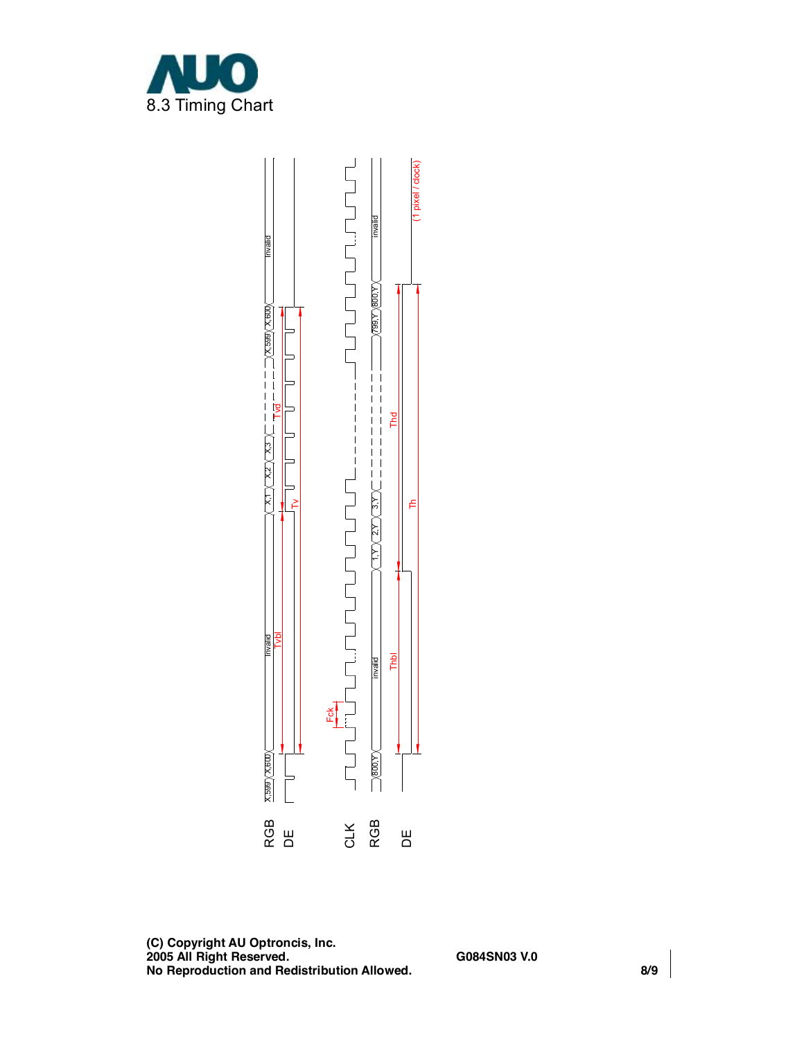## 8.3 Timing Chart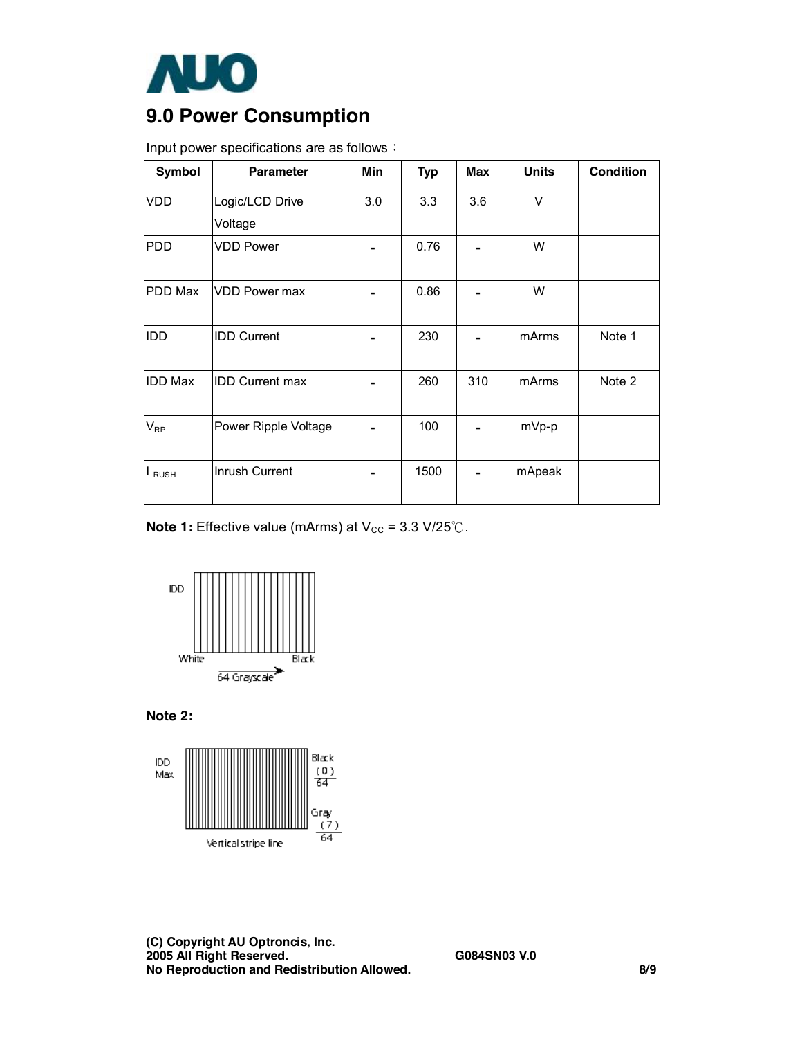# 9.0 Power Consumption

Input power specifications are as follows：

| Symbol | Parameter | Min | Typ | Max | Units | Condition |
|---|---|---|---|---|---|---|
| VDD | Logic/LCD Drive Voltage | 3.0 | 3.3 | 3.6 | V | |
| PDD | VDD Power | - | 0.76 | - | W | |
| PDD Max | VDD Power max | - | 0.86 | - | W | |
| IDD | IDD Current | - | 230 | - | mArms | Note 1 |
| IDD Max | IDD Current max | - | 260 | 310 | mArms | Note 2 |
| $V_{RP}$ | Power Ripple Voltage | - | 100 | - | mVp-p | |
| $I_{RUSH}$ | Inrush Current | - | 1500 | - | mApeak | |

**Note 1:** Effective value (mArms) at $V_{CC}$ = 3.3 V/25℃.

IDD

White Black

64 Grayscale

**Note 2:**

IDD Max

Black (0)/64

Gray (7)/64

Vertical stripe line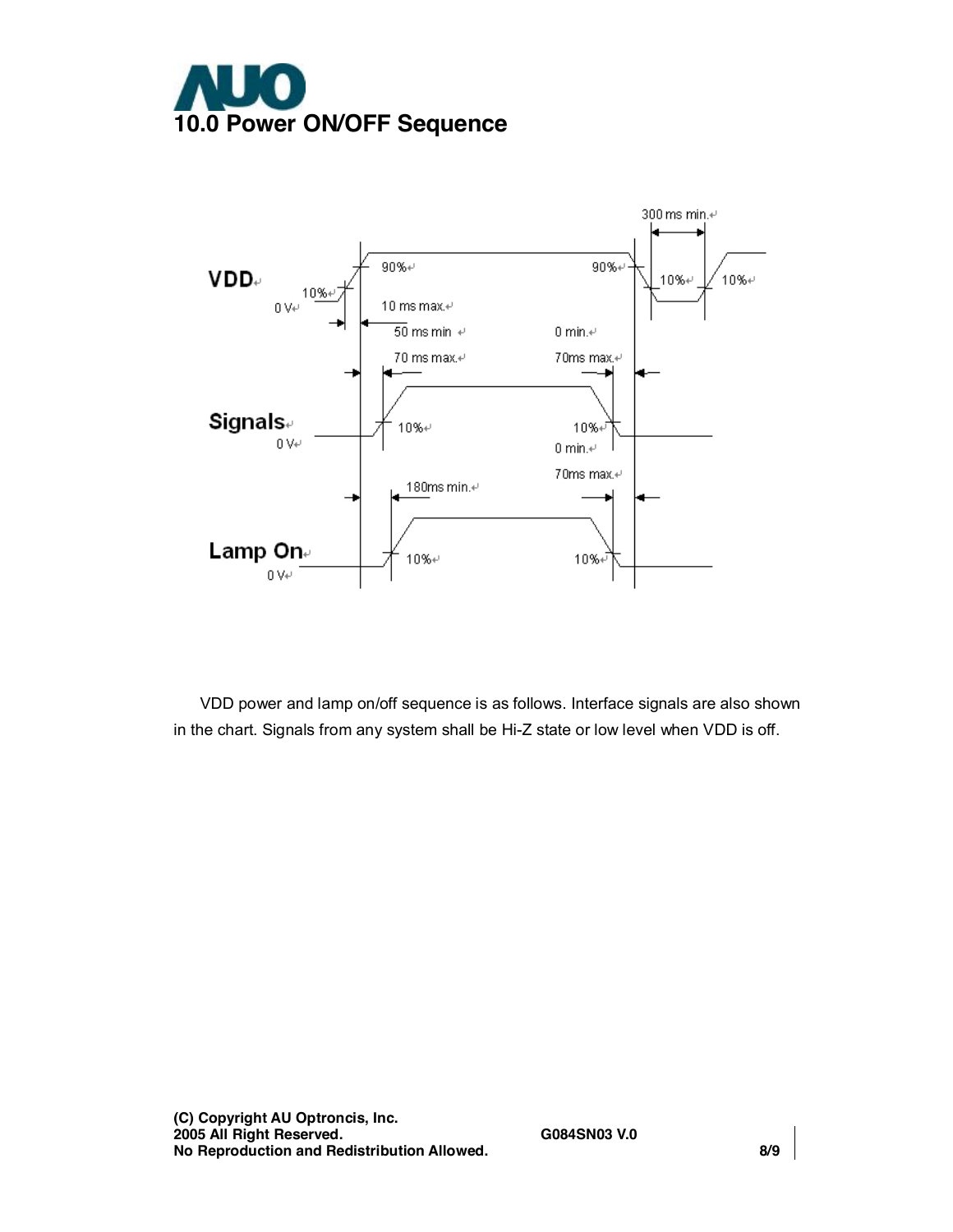# 10.0 Power ON/OFF Sequence

VDD

10%

0 V

90%

10 ms max.

50 ms min

70 ms max.

90%

0 min.

70ms max.

300 ms min.

10%

10%

Signals

0 V

10%

10%

0 min.

70ms max.

180ms min.

Lamp On

0 V

10%

10%

VDD power and lamp on/off sequence is as follows. Interface signals are also shown in the chart. Signals from any system shall be Hi-Z state or low level when VDD is off.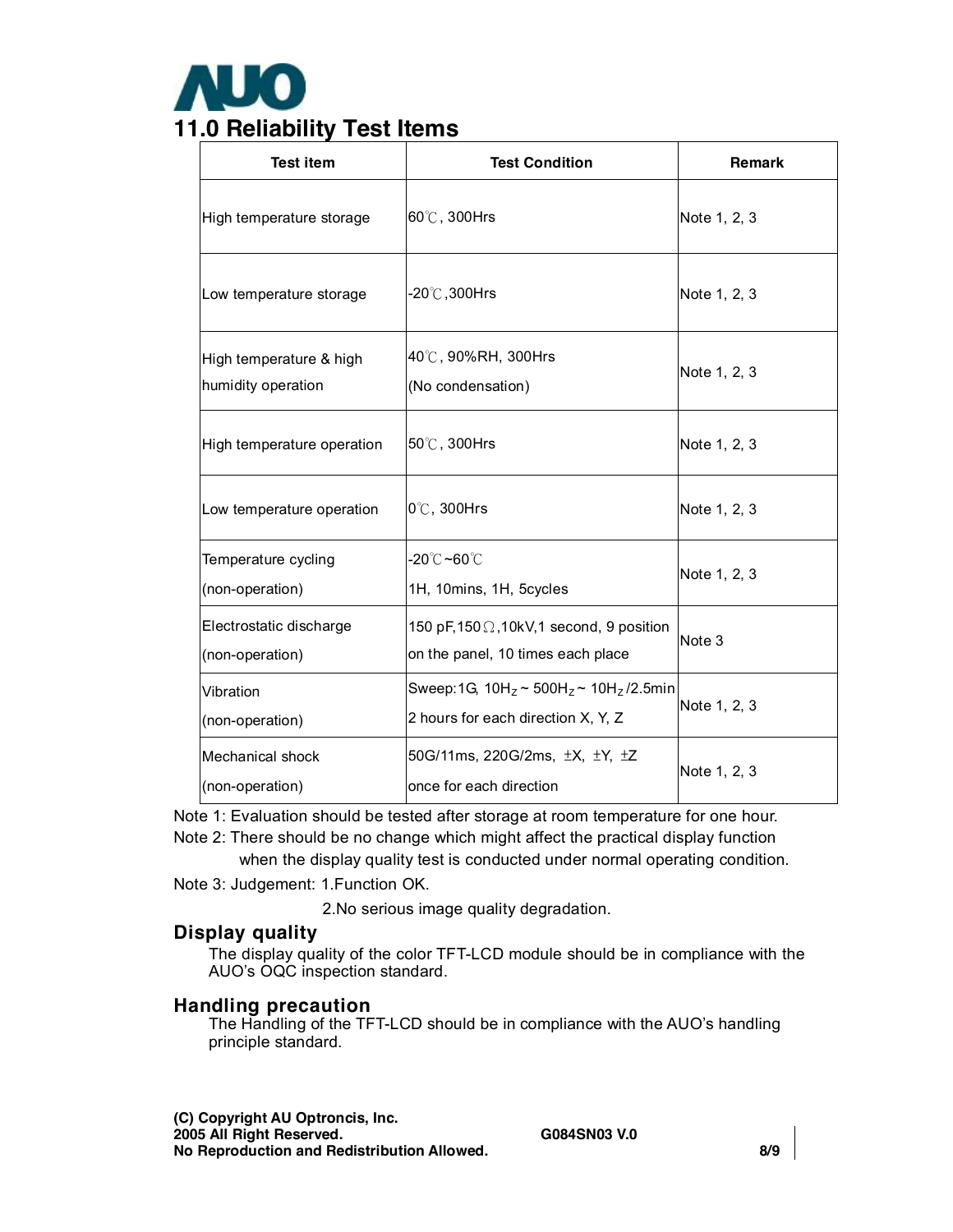## 11.0 Reliability Test Items

| Test item | Test Condition | Remark |
|---|---|---|
| High temperature storage | 60℃, 300Hrs | Note 1, 2, 3 |
| Low temperature storage | -20℃,300Hrs | Note 1, 2, 3 |
| High temperature & high humidity operation | 40℃, 90%RH, 300Hrs (No condensation) | Note 1, 2, 3 |
| High temperature operation | 50℃, 300Hrs | Note 1, 2, 3 |
| Low temperature operation | 0℃, 300Hrs | Note 1, 2, 3 |
| Temperature cycling (non-operation) | -20℃~60℃ 1H, 10mins, 1H, 5cycles | Note 1, 2, 3 |
| Electrostatic discharge (non-operation) | 150 pF,150Ω,10kV,1 second, 9 position on the panel, 10 times each place | Note 3 |
| Vibration (non-operation) | Sweep:1G, $10H_Z \sim 500H_Z \sim 10H_Z$/2.5min 2 hours for each direction X, Y, Z | Note 1, 2, 3 |
| Mechanical shock (non-operation) | 50G/11ms, 220G/2ms, ±X, ±Y, ±Z once for each direction | Note 1, 2, 3 |

Note 1: Evaluation should be tested after storage at room temperature for one hour.

Note 2: There should be no change which might affect the practical display function when the display quality test is conducted under normal operating condition.

Note 3: Judgement: 1.Function OK.
2.No serious image quality degradation.

### Display quality

The display quality of the color TFT-LCD module should be in compliance with the AUO's OQC inspection standard.

### Handling precaution

The Handling of the TFT-LCD should be in compliance with the AUO's handling principle standard.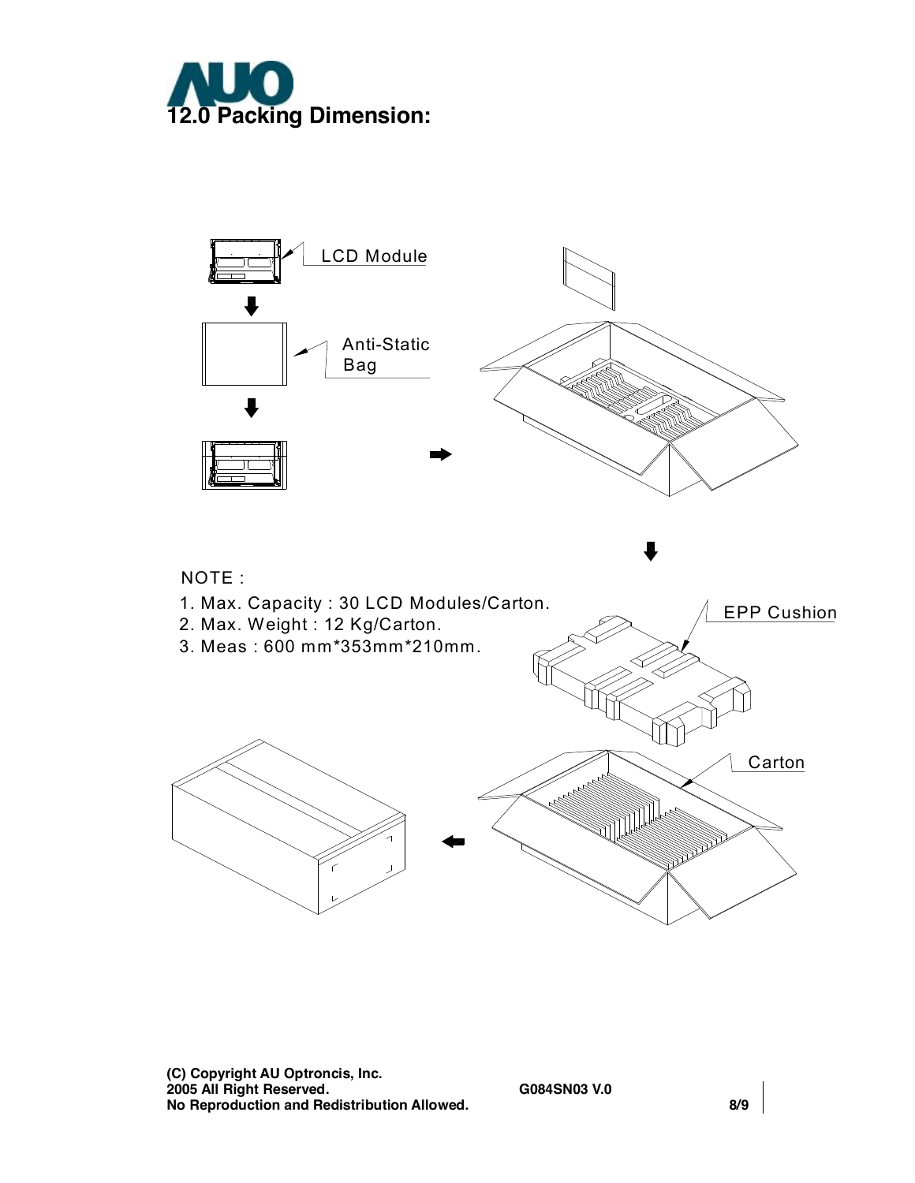# 12.0 Packing Dimension:

LCD Module

Anti-Static Bag

EPP Cushion

Carton

NOTE :

1. Max. Capacity : 30 LCD Modules/Carton.
2. Max. Weight : 12 Kg/Carton.
3. Meas : 600 mm*353mm*210mm.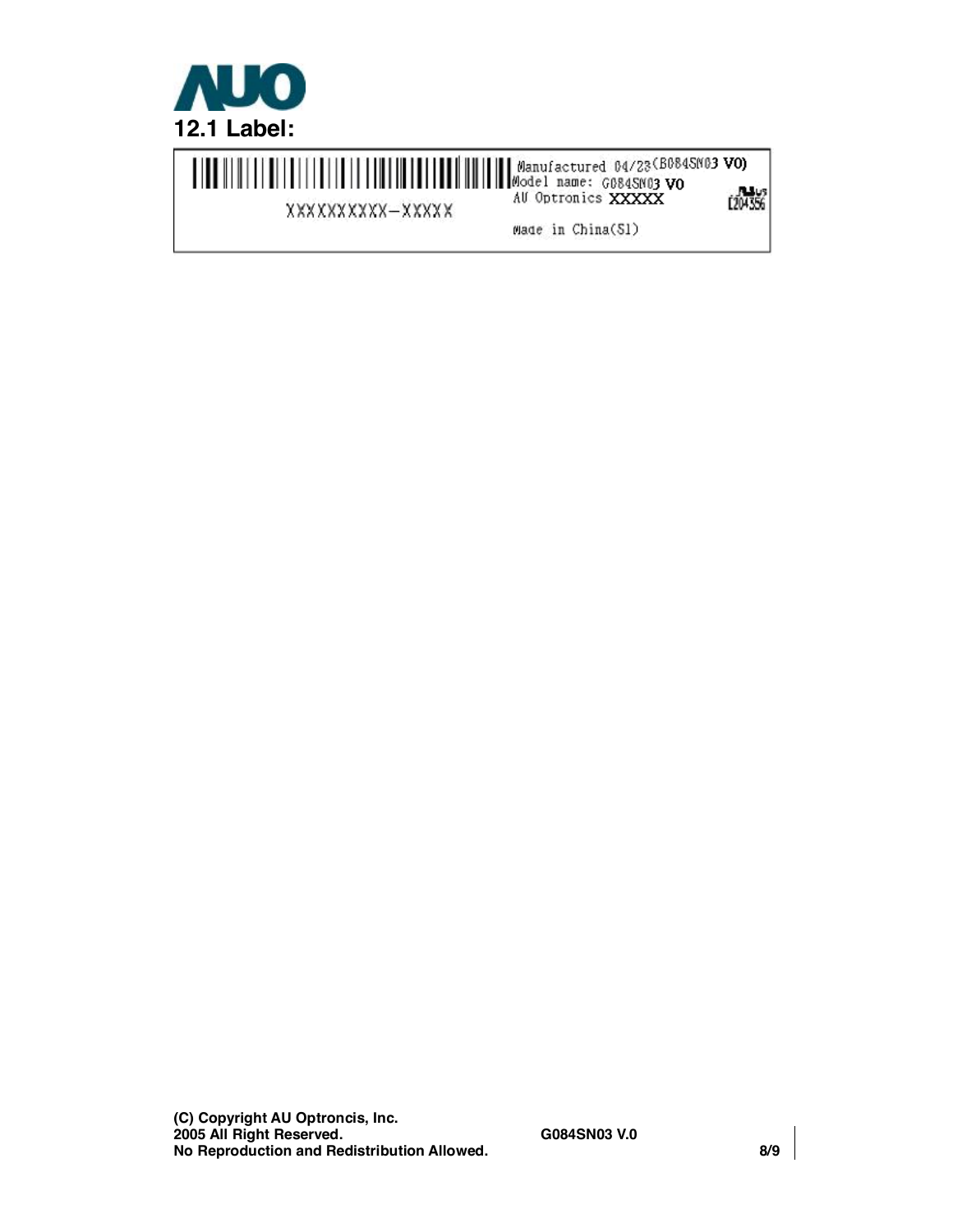## 12.1 Label:

XXXXXXXXXX–XXXXX

Manufactured 04/23 (B084SN03 V0)
Model name: G084SN03 V0
AU Optronics XXXXX

E204356

Made in China(S1)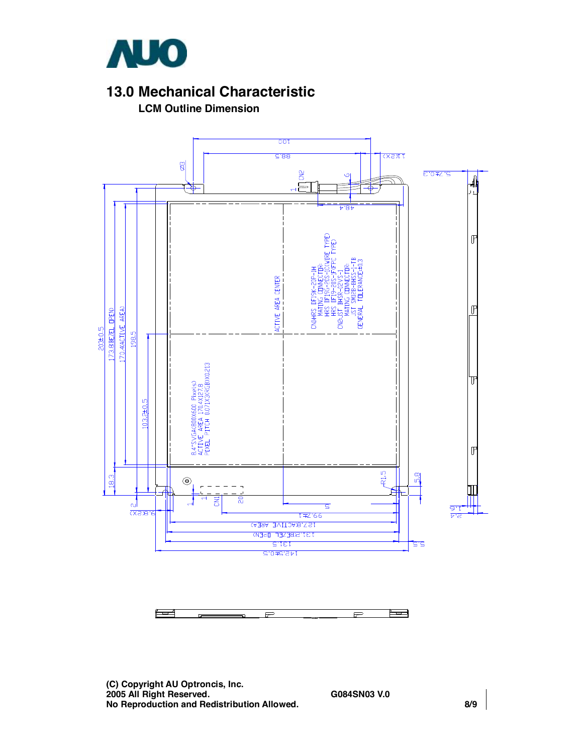# 13.0 Mechanical Characteristic

**LCM Outline Dimension**

100

88.5

11(2X)

Ø3

CN2

1

6

5.7±0.3

48.4

ACTIVE AREA CENTER

CN1:HRS DF19K-20P-1H
MATING CONNECTOR:
HRS DF19G-20S-1C(WIRE TYPE)
HRS DF19-20S-1F(FPC TYPE)
CN2:JST BHSR-02VS-1
MATING CONNECTOR:
JST SM02B-BHSS-1-TB
GENERAL TOLERANCE±0.3

203±0.5

173.8(BEZEL OPEN)

170.4(ACTIVE AREA)

198.5

103.2±0.5

8.4"SVGA(800X600 Pixels)
ACTIVE AREA 170.4X127.8
PIXEL PITCH 0.071X3(RGB)X0.213

18.3

R1.5

5.8

2

9.8(2X)

1

1

CN1

20

5

99.7±1

127.8(ACTIVE AREA)

131.2(BEZEL OPEN)

131.5

142.5±0.5

5.5

1.6

2.4